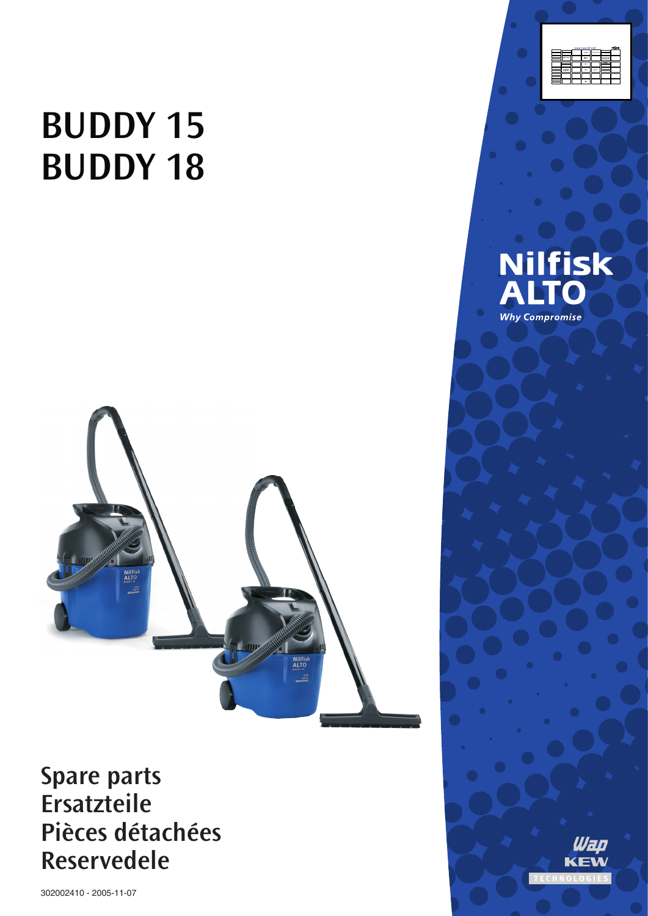# BUDDY 15
# BUDDY 18

Nilfisk ALTO

*Why Compromise*

## Spare parts
## Ersatzteile
## Pièces détachées
## Reservedele

302002410 - 2005-11-07

Wap KEW TECHNOLOGIES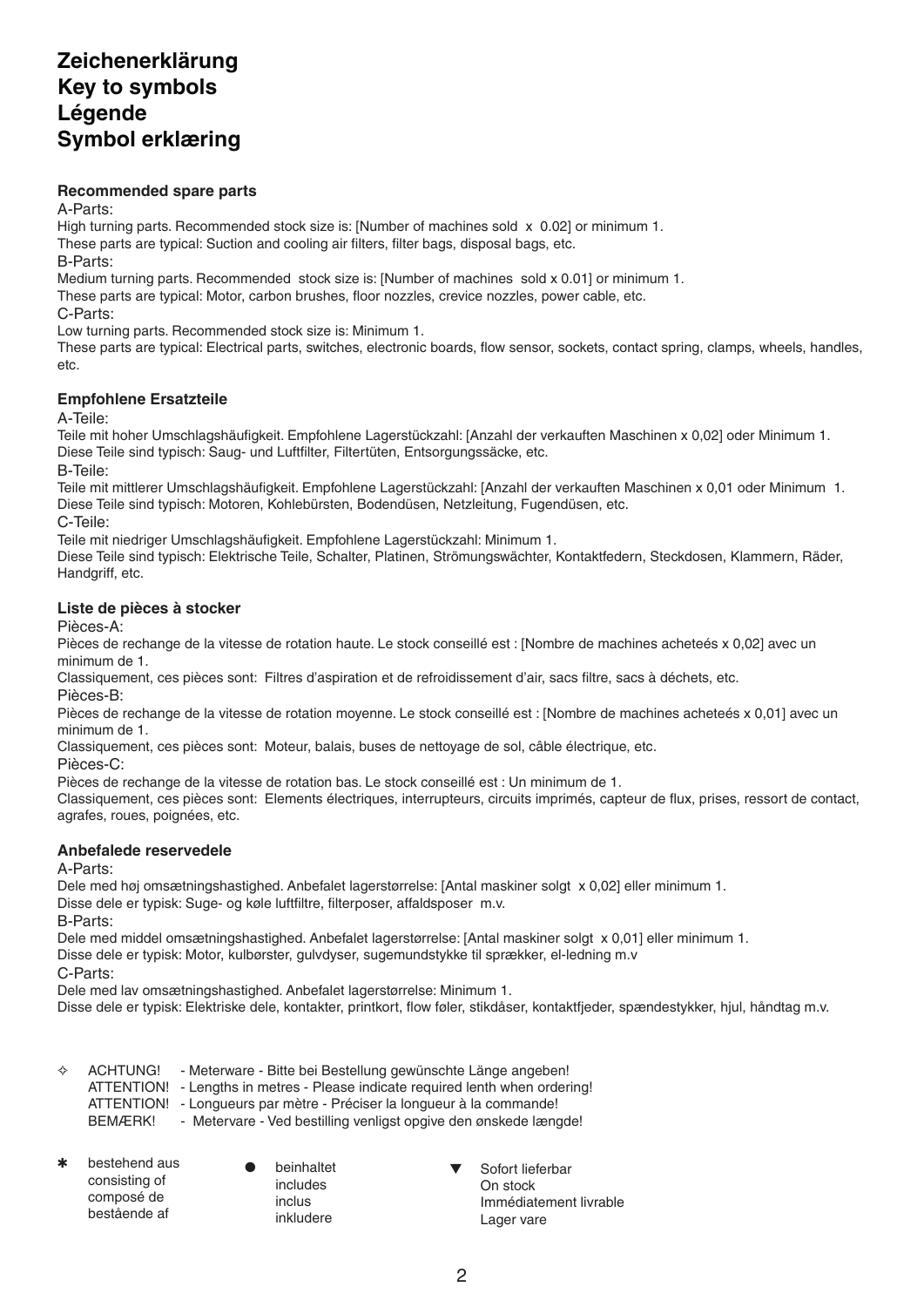# Zeichenerklärung
# Key to symbols
# Légende
# Symbol erklæring

### Recommended spare parts

A-Parts:
High turning parts. Recommended stock size is: [Number of machines sold x 0.02] or minimum 1.
These parts are typical: Suction and cooling air filters, filter bags, disposal bags, etc.
B-Parts:
Medium turning parts. Recommended stock size is: [Number of machines sold x 0.01] or minimum 1.
These parts are typical: Motor, carbon brushes, floor nozzles, crevice nozzles, power cable, etc.
C-Parts:
Low turning parts. Recommended stock size is: Minimum 1.
These parts are typical: Electrical parts, switches, electronic boards, flow sensor, sockets, contact spring, clamps, wheels, handles, etc.

### Empfohlene Ersatzteile

A-Teile:
Teile mit hoher Umschlagshäufigkeit. Empfohlene Lagerstückzahl: [Anzahl der verkauften Maschinen x 0,02] oder Minimum 1.
Diese Teile sind typisch: Saug- und Luftfilter, Filtertüten, Entsorgungssäcke, etc.
B-Teile:
Teile mit mittlerer Umschlagshäufigkeit. Empfohlene Lagerstückzahl: [Anzahl der verkauften Maschinen x 0,01 oder Minimum 1.
Diese Teile sind typisch: Motoren, Kohlebürsten, Bodendüsen, Netzleitung, Fugendüsen, etc.
C-Teile:
Teile mit niedriger Umschlagshäufigkeit. Empfohlene Lagerstückzahl: Minimum 1.
Diese Teile sind typisch: Elektrische Teile, Schalter, Platinen, Strömungswächter, Kontaktfedern, Steckdosen, Klammern, Räder, Handgriff, etc.

### Liste de pièces à stocker

Pièces-A:
Pièces de rechange de la vitesse de rotation haute. Le stock conseillé est : [Nombre de machines acheteés x 0,02] avec un minimum de 1.
Classiquement, ces pièces sont: Filtres d'aspiration et de refroidissement d'air, sacs filtre, sacs à déchets, etc.
Pièces-B:
Pièces de rechange de la vitesse de rotation moyenne. Le stock conseillé est : [Nombre de machines acheteés x 0,01] avec un minimum de 1.
Classiquement, ces pièces sont: Moteur, balais, buses de nettoyage de sol, câble électrique, etc.
Pièces-C:
Pièces de rechange de la vitesse de rotation bas. Le stock conseillé est : Un minimum de 1.
Classiquement, ces pièces sont: Elements électriques, interrupteurs, circuits imprimés, capteur de flux, prises, ressort de contact, agrafes, roues, poignées, etc.

### Anbefalede reservedele

A-Parts:
Dele med høj omsætningshastighed. Anbefalet lagerstørrelse: [Antal maskiner solgt x 0,02] eller minimum 1.
Disse dele er typisk: Suge- og køle luftfiltre, filterposer, affaldsposer m.v.
B-Parts:
Dele med middel omsætningshastighed. Anbefalet lagerstørrelse: [Antal maskiner solgt x 0,01] eller minimum 1.
Disse dele er typisk: Motor, kulbørster, gulvdyser, sugemundstykke til sprækker, el-ledning m.v
C-Parts:
Dele med lav omsætningshastighed. Anbefalet lagerstørrelse: Minimum 1.
Disse dele er typisk: Elektriske dele, kontakter, printkort, flow føler, stikdåser, kontaktfjeder, spændestykker, hjul, håndtag m.v.

✧ ACHTUNG! - Meterware - Bitte bei Bestellung gewünschte Länge angeben!
ATTENTION! - Lengths in metres - Please indicate required lenth when ordering!
ATTENTION! - Longueurs par mètre - Préciser la longueur à la commande!
BEMÆRK! - Metervare - Ved bestilling venligst opgive den ønskede længde!

✱ bestehend aus
consisting of
composé de
bestående af

● beinhaltet
includes
inclus
inkludere

▼ Sofort lieferbar
On stock
Immédiatement livrable
Lager vare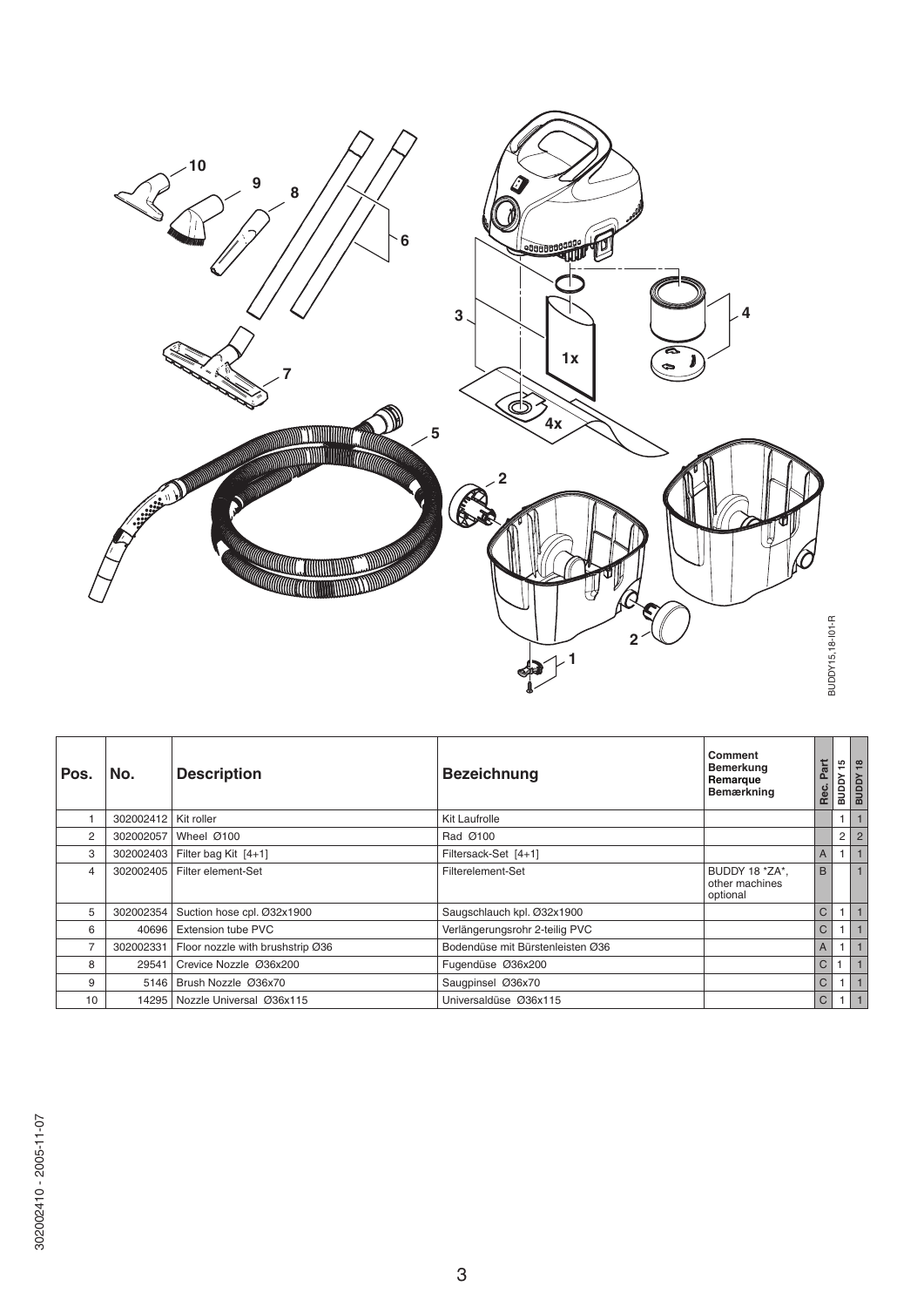| Pos. | No. | Description | Bezeichnung | Comment Bemerkung Remarque Bemærkning | Rec. Part | BUDDY 15 | BUDDY 18 |
|---|---|---|---|---|---|---|---|
| 1 | 302002412 | Kit roller | Kit Laufrolle | | | 1 | 1 |
| 2 | 302002057 | Wheel Ø100 | Rad Ø100 | | | 2 | 2 |
| 3 | 302002403 | Filter bag Kit [4+1] | Filtersack-Set [4+1] | | A | 1 | 1 |
| 4 | 302002405 | Filter element-Set | Filterelement-Set | BUDDY 18 *ZA*, other machines optional | B | | 1 |
| 5 | 302002354 | Suction hose cpl. Ø32x1900 | Saugschlauch kpl. Ø32x1900 | | C | 1 | 1 |
| 6 | 40696 | Extension tube PVC | Verlängerungsrohr 2-teilig PVC | | C | 1 | 1 |
| 7 | 302002331 | Floor nozzle with brushstrip Ø36 | Bodendüse mit Bürstenleisten Ø36 | | A | 1 | 1 |
| 8 | 29541 | Crevice Nozzle Ø36x200 | Fugendüse Ø36x200 | | C | 1 | 1 |
| 9 | 5146 | Brush Nozzle Ø36x70 | Saugpinsel Ø36x70 | | C | 1 | 1 |
| 10 | 14295 | Nozzle Universal Ø36x115 | Universaldüse Ø36x115 | | C | 1 | 1 |

302002410 - 2005-11-07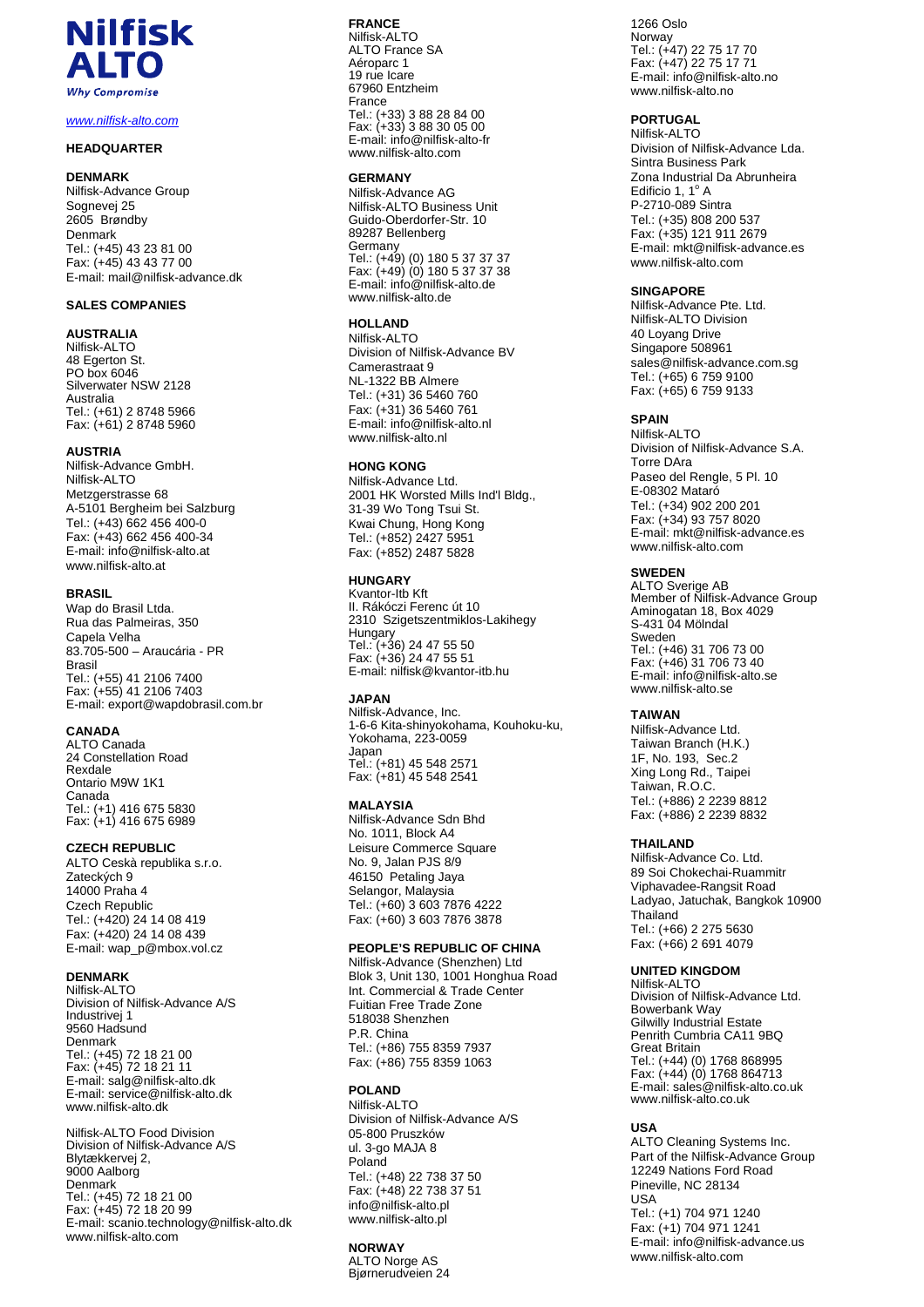**Nilfisk ALTO**

*Why Compromise*

www.nilfisk-alto.com

### HEADQUARTER

**DENMARK**
Nilfisk-Advance Group
Sognevej 25
2605 Brøndby
Denmark
Tel.: (+45) 43 23 81 00
Fax: (+45) 43 43 77 00
E-mail: mail@nilfisk-advance.dk

### SALES COMPANIES

**AUSTRALIA**
Nilfisk-ALTO
48 Egerton St.
PO box 6046
Silverwater NSW 2128
Australia
Tel.: (+61) 2 8748 5966
Fax: (+61) 2 8748 5960

**AUSTRIA**
Nilfisk-Advance GmbH.
Nilfisk-ALTO
Metzgerstrasse 68
A-5101 Bergheim bei Salzburg
Tel.: (+43) 662 456 400-0
Fax: (+43) 662 456 400-34
E-mail: info@nilfisk-alto.at
www.nilfisk-alto.at

**BRASIL**
Wap do Brasil Ltda.
Rua das Palmeiras, 350
Capela Velha
83.705-500 – Araucária - PR
Brasil
Tel.: (+55) 41 2106 7400
Fax: (+55) 41 2106 7403
E-mail: export@wapdobrasil.com.br

**CANADA**
ALTO Canada
24 Constellation Road
Rexdale
Ontario M9W 1K1
Canada
Tel.: (+1) 416 675 5830
Fax: (+1) 416 675 6989

**CZECH REPUBLIC**
ALTO Ceskà republika s.r.o.
Zateckých 9
14000 Praha 4
Czech Republic
Tel.: (+420) 24 14 08 419
Fax: (+420) 24 14 08 439
E-mail: wap_p@mbox.vol.cz

**DENMARK**
Nilfisk-ALTO
Division of Nilfisk-Advance A/S
Industrivej 1
9560 Hadsund
Denmark
Tel.: (+45) 72 18 21 00
Fax: (+45) 72 18 21 11
E-mail: salg@nilfisk-alto.dk
E-mail: service@nilfisk-alto.dk
www.nilfisk-alto.dk

Nilfisk-ALTO Food Division
Division of Nilfisk-Advance A/S
Blytækkervej 2,
9000 Aalborg
Denmark
Tel.: (+45) 72 18 21 00
Fax: (+45) 72 18 20 99
E-mail: scanio.technology@nilfisk-alto.dk
www.nilfisk-alto.com

**FRANCE**
Nilfisk-ALTO
ALTO France SA
Aéroparc 1
19 rue Icare
67960 Entzheim
France
Tel.: (+33) 3 88 28 84 00
Fax: (+33) 3 88 30 05 00
E-mail: info@nilfisk-alto-fr
www.nilfisk-alto.com

**GERMANY**
Nilfisk-Advance AG
Nilfisk-ALTO Business Unit
Guido-Oberdorfer-Str. 10
89287 Bellenberg
Germany
Tel.: (+49) (0) 180 5 37 37 37
Fax: (+49) (0) 180 5 37 37 38
E-mail: info@nilfisk-alto.de
www.nilfisk-alto.de

**HOLLAND**
Nilfisk-ALTO
Division of Nilfisk-Advance BV
Camerastraat 9
NL-1322 BB Almere
Tel.: (+31) 36 5460 760
Fax: (+31) 36 5460 761
E-mail: info@nilfisk-alto.nl
www.nilfisk-alto.nl

**HONG KONG**
Nilfisk-Advance Ltd.
2001 HK Worsted Mills Ind'l Bldg.,
31-39 Wo Tong Tsui St.
Kwai Chung, Hong Kong
Tel.: (+852) 2427 5951
Fax: (+852) 2487 5828

**HUNGARY**
Kvantor-Itb Kft
II. Rákóczi Ferenc út 10
2310 Szigetszentmiklos-Lakihegy
Hungary
Tel.: (+36) 24 47 55 50
Fax: (+36) 24 47 55 51
E-mail: nilfisk@kvantor-itb.hu

**JAPAN**
Nilfisk-Advance, Inc.
1-6-6 Kita-shinyokohama, Kouhoku-ku,
Yokohama, 223-0059
Japan
Tel.: (+81) 45 548 2571
Fax: (+81) 45 548 2541

**MALAYSIA**
Nilfisk-Advance Sdn Bhd
No. 1011, Block A4
Leisure Commerce Square
No. 9, Jalan PJS 8/9
46150 Petaling Jaya
Selangor, Malaysia
Tel.: (+60) 3 603 7876 4222
Fax: (+60) 3 603 7876 3878

**PEOPLE'S REPUBLIC OF CHINA**
Nilfisk-Advance (Shenzhen) Ltd
Blok 3, Unit 130, 1001 Honghua Road
Int. Commercial & Trade Center
Fuitian Free Trade Zone
518038 Shenzhen
P.R. China
Tel.: (+86) 755 8359 7937
Fax: (+86) 755 8359 1063

**POLAND**
Nilfisk-ALTO
Division of Nilfisk-Advance A/S
05-800 Pruszków
ul. 3-go MAJA 8
Poland
Tel.: (+48) 22 738 37 50
Fax: (+48) 22 738 37 51
info@nilfisk-alto.pl
www.nilfisk-alto.pl

**NORWAY**
ALTO Norge AS
Bjørnerudveien 24
1266 Oslo
Norway
Tel.: (+47) 22 75 17 70
Fax: (+47) 22 75 17 71
E-mail: info@nilfisk-alto.no
www.nilfisk-alto.no

**PORTUGAL**
Nilfisk-ALTO
Division of Nilfisk-Advance Lda.
Sintra Business Park
Zona Industrial Da Abrunheira
Edificio 1, 1° A
P-2710-089 Sintra
Tel.: (+35) 808 200 537
Fax: (+35) 121 911 2679
E-mail: mkt@nilfisk-advance.es
www.nilfisk-alto.com

**SINGAPORE**
Nilfisk-Advance Pte. Ltd.
Nilfisk-ALTO Division
40 Loyang Drive
Singapore 508961
sales@nilfisk-advance.com.sg
Tel.: (+65) 6 759 9100
Fax: (+65) 6 759 9133

**SPAIN**
Nilfisk-ALTO
Division of Nilfisk-Advance S.A.
Torre DAra
Paseo del Rengle, 5 Pl. 10
E-08302 Mataró
Tel.: (+34) 902 200 201
Fax: (+34) 93 757 8020
E-mail: mkt@nilfisk-advance.es
www.nilfisk-alto.com

**SWEDEN**
ALTO Sverige AB
Member of Nilfisk-Advance Group
Aminogatan 18, Box 4029
S-431 04 Mölndal
Sweden
Tel.: (+46) 31 706 73 00
Fax: (+46) 31 706 73 40
E-mail: info@nilfisk-alto.se
www.nilfisk-alto.se

**TAIWAN**
Nilfisk-Advance Ltd.
Taiwan Branch (H.K.)
1F, No. 193, Sec.2
Xing Long Rd., Taipei
Taiwan, R.O.C.
Tel.: (+886) 2 2239 8812
Fax: (+886) 2 2239 8832

**THAILAND**
Nilfisk-Advance Co. Ltd.
89 Soi Chokechai-Ruammitr
Viphavadee-Rangsit Road
Ladyao, Jatuchak, Bangkok 10900
Thailand
Tel.: (+66) 2 275 5630
Fax: (+66) 2 691 4079

**UNITED KINGDOM**
Nilfisk-ALTO
Division of Nilfisk-Advance Ltd.
Bowerbank Way
Gilwilly Industrial Estate
Penrith Cumbria CA11 9BQ
Great Britain
Tel.: (+44) (0) 1768 868995
Fax: (+44) (0) 1768 864713
E-mail: sales@nilfisk-alto.co.uk
www.nilfisk-alto.co.uk

**USA**
ALTO Cleaning Systems Inc.
Part of the Nilfisk-Advance Group
12249 Nations Ford Road
Pineville, NC 28134
USA
Tel.: (+1) 704 971 1240
Fax: (+1) 704 971 1241
E-mail: info@nilfisk-advance.us
www.nilfisk-alto.com